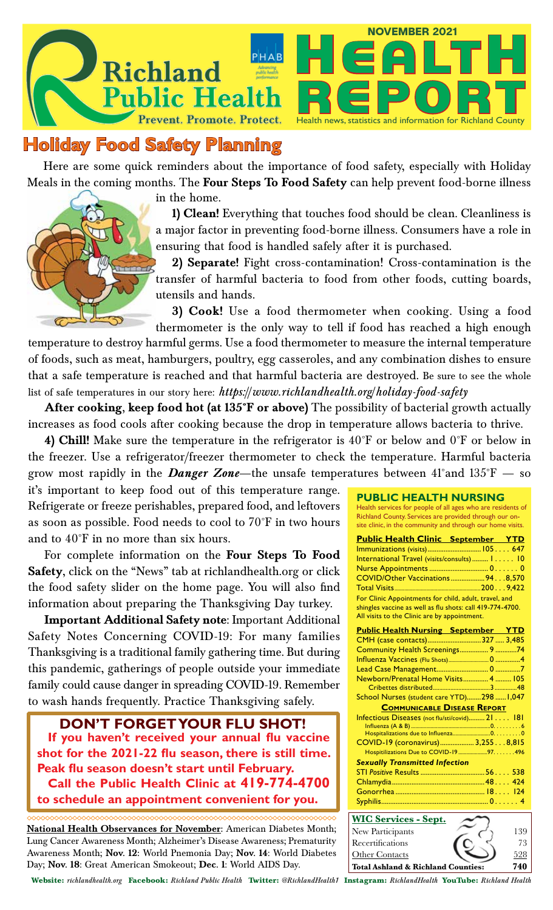# Richland Public Health

Prevent. Promote. Protect.

**NOVEMBER 2021**

# HEALTH REPORT

Health news, statistics and information for Richland County

## Holiday Food Safety Planning

Here are some quick reminders about the importance of food safety, especially with Holiday Meals in the coming months. The **Four Steps To Food Safety** can help prevent food-borne illness in the home.

**1) Clean!** Everything that touches food should be clean. Cleanliness is a major factor in preventing food-borne illness. Consumers have a role in ensuring that food is handled safely after it is purchased.

**2) Separate!** Fight cross-contamination! Cross-contamination is the transfer of harmful bacteria to food from other foods, cutting boards, utensils and hands.

**3) Cook!** Use a food thermometer when cooking. Using a food thermometer is the only way to tell if food has reached a high enough temperature to destroy harmful germs. Use a food thermometer to measure the internal temperature of foods, such as meat, hamburgers, poultry, egg casseroles, and any combination dishes to ensure that a safe temperature is reached and that harmful bacteria are destroyed. Be sure to see the whole list of safe temperatures in our story here: *https://www.richlandhealth.org/holiday-food-safety*

**After cooking**, **keep food hot (at 135°F or above)** The possibility of bacterial growth actually increases as food cools after cooking because the drop in temperature allows bacteria to thrive.

**4) Chill!** Make sure the temperature in the refrigerator is 40°F or below and 0°F or below in the freezer. Use a refrigerator/freezer thermometer to check the temperature. Harmful bacteria grow most rapidly in the ***Danger Zone***—the unsafe temperatures between 41°and 135°F — so it's important to keep food out of this temperature range. Refrigerate or freeze perishables, prepared food, and leftovers as soon as possible. Food needs to cool to 70°F in two hours and to 40°F in no more than six hours.

For complete information on the **Four Steps To Food Safety**, click on the "News" tab at richlandhealth.org or click the food safety slider on the home page. You will also find information about preparing the Thanksgiving Day turkey.

**Important Additional Safety note**: Important Additional Safety Notes Concerning COVID-19: For many families Thanksgiving is a traditional family gathering time. But during this pandemic, gatherings of people outside your immediate family could cause danger in spreading COVID-19. Remember to wash hands frequently. Practice Thanksgiving safely.

### DON'T FORGET YOUR FLU SHOT!

**If you haven't received your annual flu vaccine shot for the 2021-22 flu season, there is still time. Peak flu season doesn't start until February.**

**Call the Public Health Clinic at 419-774-4700 to schedule an appointment convenient for you.**

**National Health Observances for November**: American Diabetes Month; Lung Cancer Awareness Month; Alzheimer's Disease Awareness; Prematurity Awareness Month; **Nov. 12**: World Pnemonia Day; **Nov. 14**: World Diabetes Day; **Nov. 18**: Great American Smokeout; **Dec. 1**: World AIDS Day.

### PUBLIC HEALTH NURSING

Health services for people of all ages who are residents of Richland County. Services are provided through our on-site clinic, in the community and through our home visits.

| Public Health Clinic | September | YTD |
|---|---|---|
| Immunizations (visits) | 105 | 647 |
| International Travel (visits/consults) | 1 | 10 |
| Nurse Appointments | 0 | 0 |
| COVID/Other Vaccinations | 94 | 8,570 |
| Total Visits | 200 | 9,422 |

For Clinic Appointments for child, adult, travel, and shingles vaccine as well as flu shots: call 419-774-4700. All visits to the Clinic are by appointment.

| Public Health Nursing | September | YTD |
|---|---|---|
| CMH (case contacts) | 327 | 3,485 |
| Community Health Screenings | 9 | 74 |
| Influenza Vaccines (Flu Shots) | 0 | 4 |
| Lead Case Management | 0 | 7 |
| Newborn/Prenatal Home Visits | 4 | 105 |
| Cribettes distributed | 3 | 48 |
| School Nurses (student care YTD) | 298 | 1,047 |
| **COMMUNICABLE DISEASE REPORT** | | |
| Infectious Diseases (not flu/sti/covid) | 21 | 181 |
| Influenza (A & B) | 0 | 6 |
| Hospitalizations due to Influenza | 0 | 0 |
| COVID-19 (coronavirus) | 3,255 | 8,815 |
| Hospitilizations Due to COVID-19 | 97 | 496 |
| ***Sexually Transmitted Infection*** | | |
| STI *Positive* Results | 56 | 538 |
| Chlamydia | 48 | 424 |
| Gonorrhea | 18 | 124 |
| Syphilis | 0 | 4 |

| WIC Services - Sept. | |
|---|---|
| New Participants | 139 |
| Recertifications | 73 |
| Other Contacts | 528 |
| **Total Ashland & Richland Counties:** | **740** |

**Website:** *richlandhealth.org* **Facebook:** *Richland Public Health* **Twitter:** *@RichlandHealth1* **Instagram:** *RichlandHealth* **YouTube:** *Richland Health*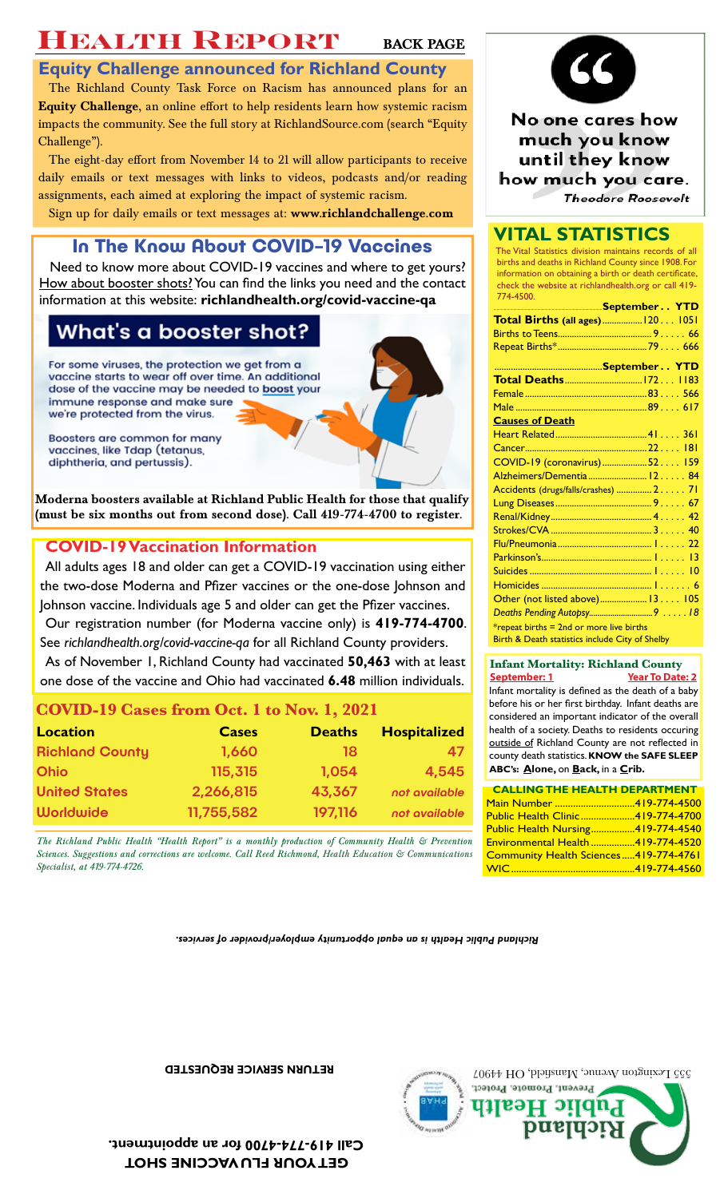# HEALTH REPORT

BACK PAGE

## Equity Challenge announced for Richland County

The Richland County Task Force on Racism has announced plans for an **Equity Challenge**, an online effort to help residents learn how systemic racism impacts the community. See the full story at RichlandSource.com (search "Equity Challenge").

The eight-day effort from November 14 to 21 will allow participants to receive daily emails or text messages with links to videos, podcasts and/or reading assignments, each aimed at exploring the impact of systemic racism.

Sign up for daily emails or text messages at: **www.richlandchallenge.com**

## In The Know About COVID-19 Vaccines

Need to know more about COVID-19 vaccines and where to get yours? How about booster shots? You can find the links you need and the contact information at this website: **richlandhealth.org/covid-vaccine-qa**

### What's a booster shot?

For some viruses, the protection we get from a vaccine starts to wear off over time. An additional dose of the vaccine may be needed to boost your immune response and make sure we're protected from the virus.

Boosters are common for many vaccines, like Tdap (tetanus, diphtheria, and pertussis).

**Moderna boosters available at Richland Public Health for those that qualify (must be six months out from second dose). Call 419-774-4700 to register.**

## COVID-19 Vaccination Information

All adults ages 18 and older can get a COVID-19 vaccination using either the two-dose Moderna and Pfizer vaccines or the one-dose Johnson and Johnson vaccine. Individuals age 5 and older can get the Pfizer vaccines.

Our registration number (for Moderna vaccine only) is **419-774-4700**. See *richlandhealth.org/covid-vaccine-qa* for all Richland County providers.

As of November 1, Richland County had vaccinated **50,463** with at least one dose of the vaccine and Ohio had vaccinated **6.48** million individuals.

## COVID-19 Cases from Oct. 1 to Nov. 1, 2021

| Location | Cases | Deaths | Hospitalized |
|---|---|---|---|
| Richland County | 1,660 | 18 | 47 |
| Ohio | 115,315 | 1,054 | 4,545 |
| United States | 2,266,815 | 43,367 | *not available* |
| Worldwide | 11,755,582 | 197,116 | *not available* |

*The Richland Public Health "Health Report" is a monthly production of Community Health & Prevention Sciences. Suggestions and corrections are welcome. Call Reed Richmond, Health Education & Communications Specialist, at 419-774-4726.*

"No one cares how much you know until they know how much you care."
*Theodore Roosevelt*

## VITAL STATISTICS

The Vital Statistics division maintains records of all births and deaths in Richland County since 1908. For information on obtaining a birth or death certificate, check the website at richlandhealth.org or call 419-774-4500.

| | September | YTD |
|---|---|---|
| **Total Births (all ages)** | 120 | 1051 |
| Births to Teens | 9 | 66 |
| Repeat Births* | 79 | 666 |

| | September | YTD |
|---|---|---|
| **Total Deaths** | 172 | 1183 |
| Female | 83 | 566 |
| Male | 89 | 617 |
| **Causes of Death** | | |
| Heart Related | 41 | 361 |
| Cancer | 22 | 181 |
| COVID-19 (coronavirus) | 52 | 159 |
| Alzheimers/Dementia | 12 | 84 |
| Accidents (drugs/falls/crashes) | 2 | 71 |
| Lung Diseases | 9 | 67 |
| Renal/Kidney | 4 | 42 |
| Strokes/CVA | 3 | 40 |
| Flu/Pneumonia | 1 | 22 |
| Parkinson's | 1 | 13 |
| Suicides | 1 | 10 |
| Homicides | 1 | 6 |
| Other (not listed above) | 13 | 105 |
| *Deaths Pending Autopsy* | *9* | *18* |

*repeat births = 2nd or more live births
Birth & Death statistics include City of Shelby

### Infant Mortality: Richland County

**September: 1** **Year To Date: 2**

Infant mortality is defined as the death of a baby before his or her first birthday. Infant deaths are considered an important indicator of the overall health of a society. Deaths to residents occuring outside of Richland County are not reflected in county death statistics. **KNOW the SAFE SLEEP ABC's: Alone, on Back, in a Crib.**

### CALLING THE HEALTH DEPARTMENT

| | |
|---|---|
| Main Number | 419-774-4500 |
| Public Health Clinic | 419-774-4700 |
| Public Health Nursing | 419-774-4540 |
| Environmental Health | 419-774-4520 |
| Community Health Sciences | 419-774-4761 |
| WIC | 419-774-4560 |

*Richland Public Health is an equal opportunity employer/provider of services.*

Richland Public Health
Prevent. Promote. Protect.
555 Lexington Avenue, Mansfield, OH 44907

RETURN SERVICE REQUESTED

**GET YOUR FLU VACCINE SHOT**
**Call 419-774-4700 for an appointment.**